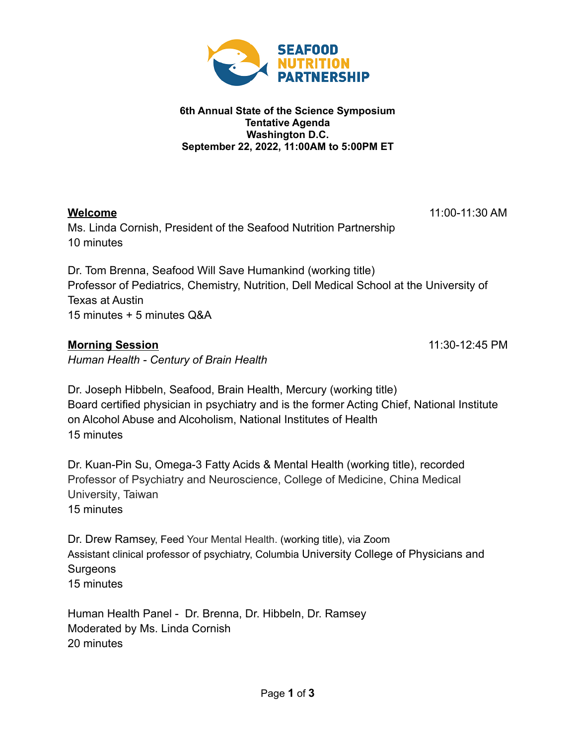**6th Annual State of the Science Symposium**
**Tentative Agenda**
**Washington D.C.**
**September 22, 2022, 11:00AM to 5:00PM ET**

## Welcome — 11:00-11:30 AM

Ms. Linda Cornish, President of the Seafood Nutrition Partnership
10 minutes

Dr. Tom Brenna, Seafood Will Save Humankind (working title)
Professor of Pediatrics, Chemistry, Nutrition, Dell Medical School at the University of Texas at Austin
15 minutes + 5 minutes Q&A

## Morning Session — 11:30-12:45 PM

*Human Health - Century of Brain Health*

Dr. Joseph Hibbeln, Seafood, Brain Health, Mercury (working title)
Board certified physician in psychiatry and is the former Acting Chief, National Institute on Alcohol Abuse and Alcoholism, National Institutes of Health
15 minutes

Dr. Kuan-Pin Su, Omega-3 Fatty Acids & Mental Health (working title), recorded
Professor of Psychiatry and Neuroscience, College of Medicine, China Medical University, Taiwan
15 minutes

Dr. Drew Ramsey, Feed Your Mental Health. (working title), via Zoom
Assistant clinical professor of psychiatry, Columbia University College of Physicians and Surgeons
15 minutes

Human Health Panel - Dr. Brenna, Dr. Hibbeln, Dr. Ramsey
Moderated by Ms. Linda Cornish
20 minutes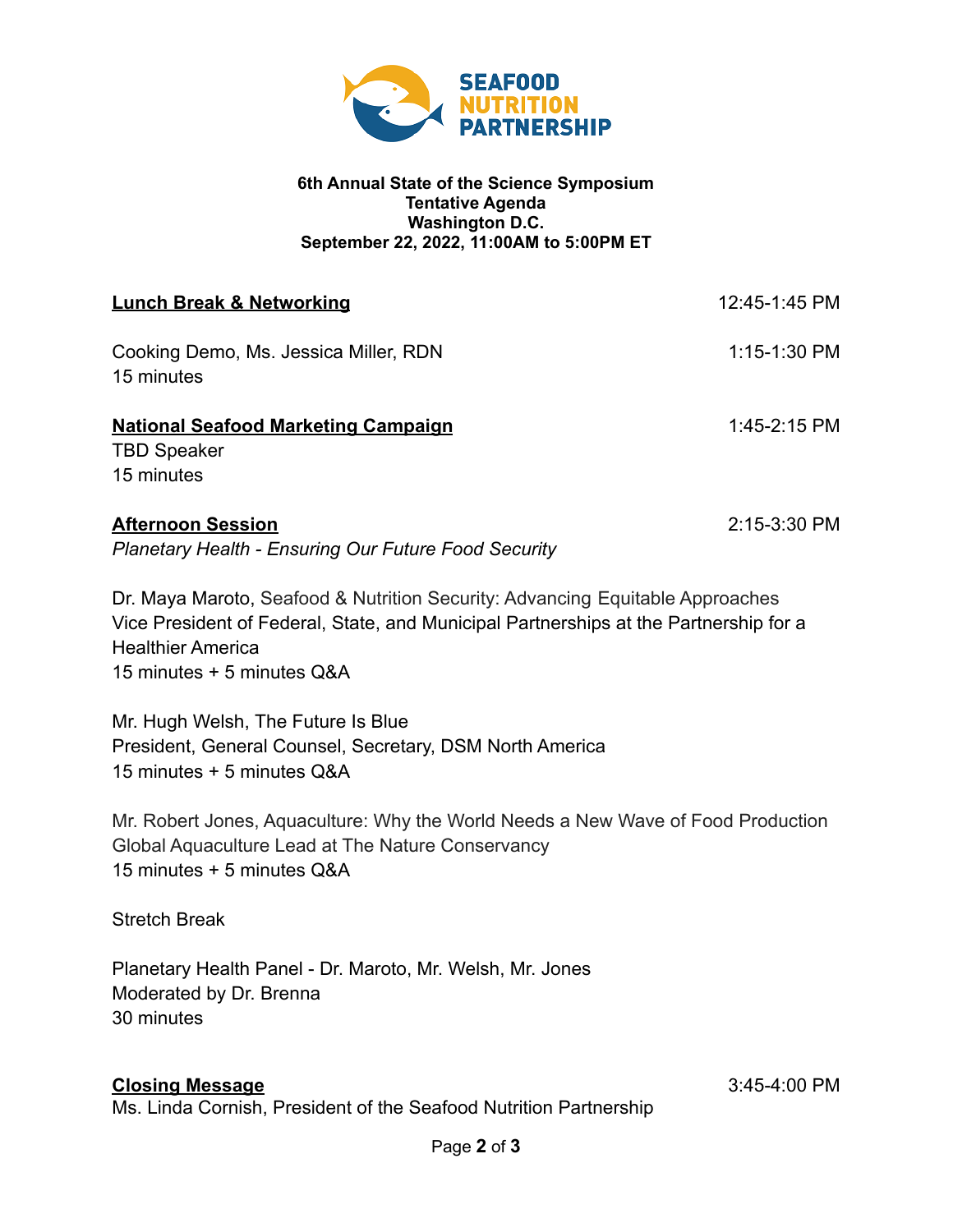**6th Annual State of the Science Symposium**
**Tentative Agenda**
**Washington D.C.**
**September 22, 2022, 11:00AM to 5:00PM ET**

**Lunch Break & Networking** — 12:45-1:45 PM

Cooking Demo, Ms. Jessica Miller, RDN — 1:15-1:30 PM
15 minutes

**National Seafood Marketing Campaign** — 1:45-2:15 PM
TBD Speaker
15 minutes

**Afternoon Session** — 2:15-3:30 PM
*Planetary Health - Ensuring Our Future Food Security*

Dr. Maya Maroto, Seafood & Nutrition Security: Advancing Equitable Approaches
Vice President of Federal, State, and Municipal Partnerships at the Partnership for a Healthier America
15 minutes + 5 minutes Q&A

Mr. Hugh Welsh, The Future Is Blue
President, General Counsel, Secretary, DSM North America
15 minutes + 5 minutes Q&A

Mr. Robert Jones, Aquaculture: Why the World Needs a New Wave of Food Production
Global Aquaculture Lead at The Nature Conservancy
15 minutes + 5 minutes Q&A

Stretch Break

Planetary Health Panel - Dr. Maroto, Mr. Welsh, Mr. Jones
Moderated by Dr. Brenna
30 minutes

**Closing Message** — 3:45-4:00 PM
Ms. Linda Cornish, President of the Seafood Nutrition Partnership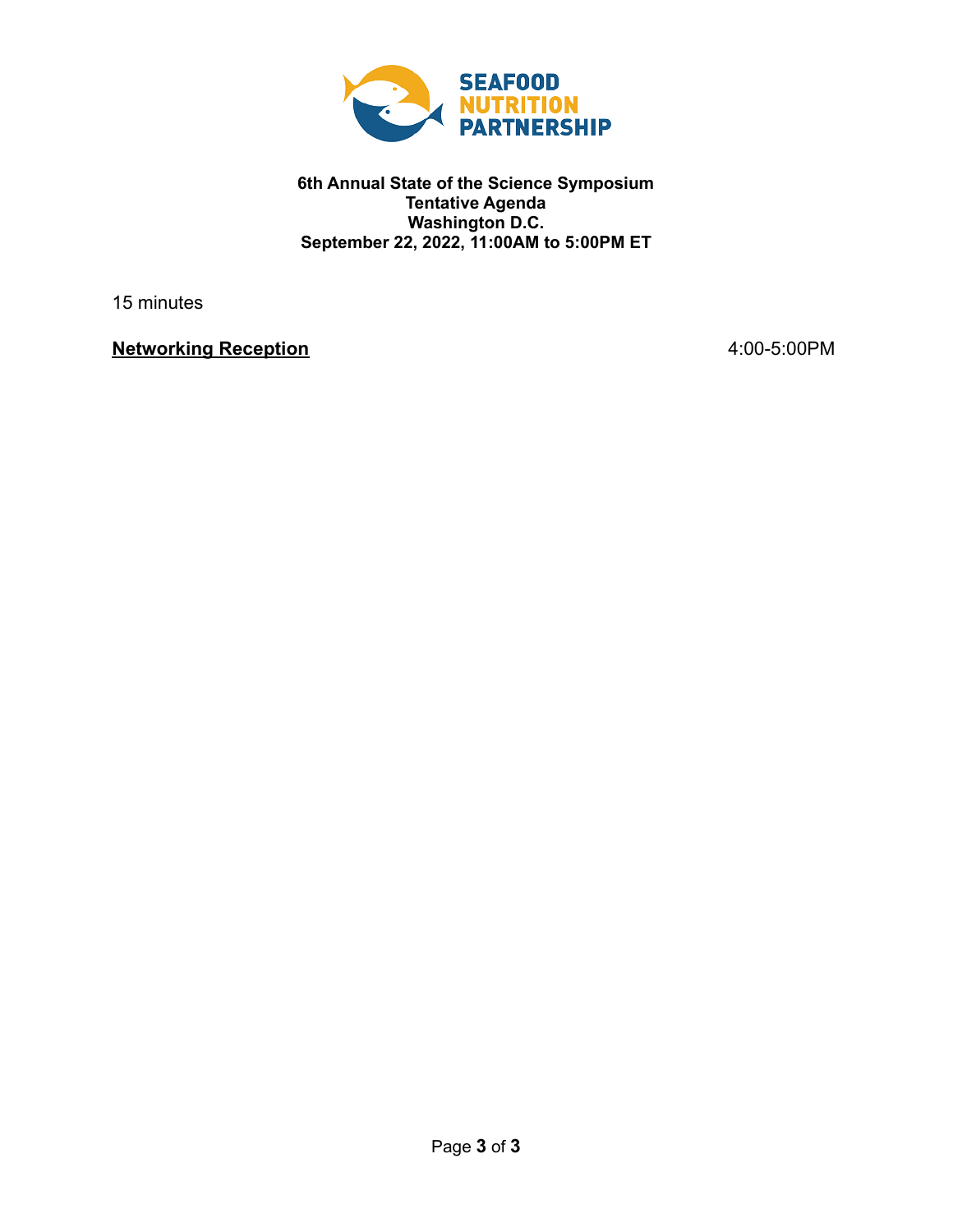**6th Annual State of the Science Symposium**
**Tentative Agenda**
**Washington D.C.**
**September 22, 2022, 11:00AM to 5:00PM ET**

15 minutes

**Networking Reception** 4:00-5:00PM